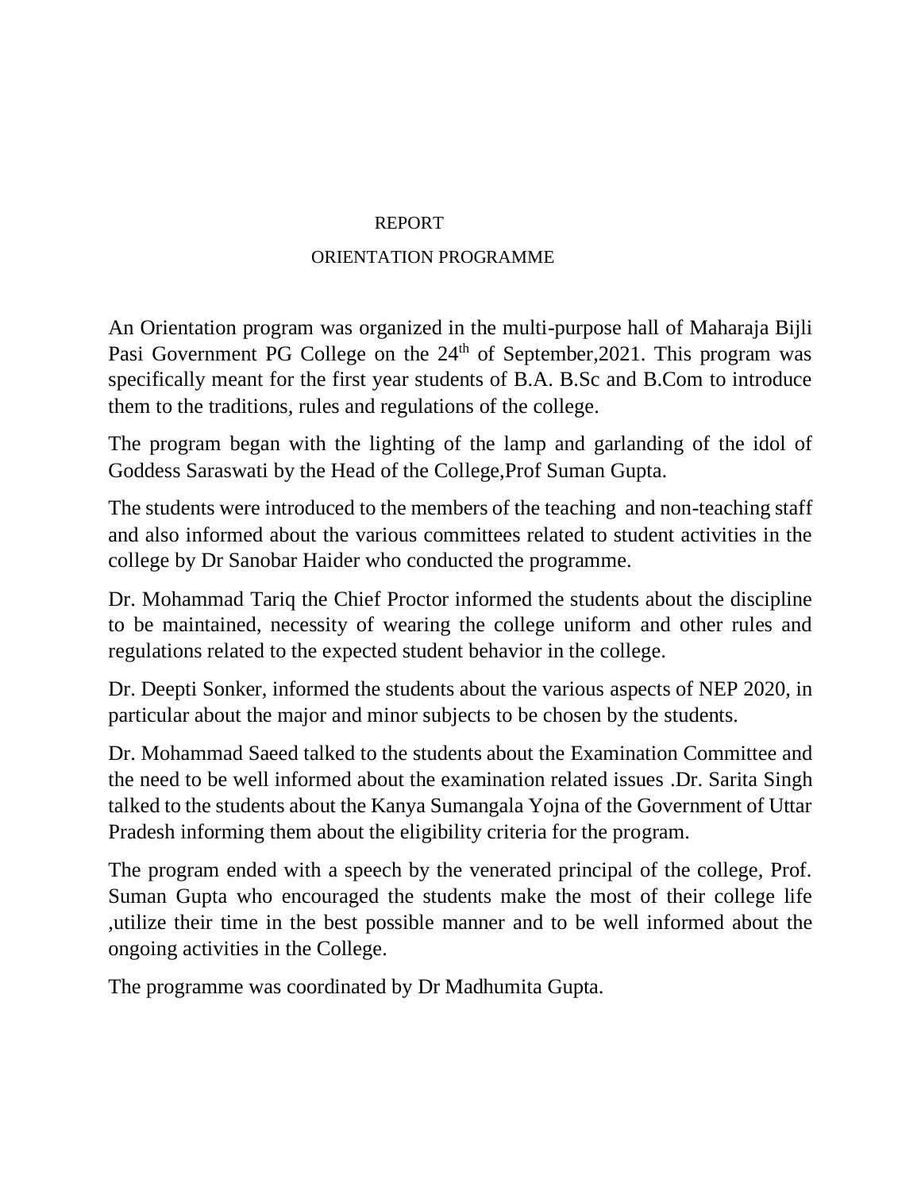# REPORT

## ORIENTATION PROGRAMME

An Orientation program was organized in the multi-purpose hall of Maharaja Bijli Pasi Government PG College on the 24th of September,2021. This program was specifically meant for the first year students of B.A. B.Sc and B.Com to introduce them to the traditions, rules and regulations of the college.

The program began with the lighting of the lamp and garlanding of the idol of Goddess Saraswati by the Head of the College,Prof Suman Gupta.

The students were introduced to the members of the teaching and non-teaching staff and also informed about the various committees related to student activities in the college by Dr Sanobar Haider who conducted the programme.

Dr. Mohammad Tariq the Chief Proctor informed the students about the discipline to be maintained, necessity of wearing the college uniform and other rules and regulations related to the expected student behavior in the college.

Dr. Deepti Sonker, informed the students about the various aspects of NEP 2020, in particular about the major and minor subjects to be chosen by the students.

Dr. Mohammad Saeed talked to the students about the Examination Committee and the need to be well informed about the examination related issues .Dr. Sarita Singh talked to the students about the Kanya Sumangala Yojna of the Government of Uttar Pradesh informing them about the eligibility criteria for the program.

The program ended with a speech by the venerated principal of the college, Prof. Suman Gupta who encouraged the students make the most of their college life ,utilize their time in the best possible manner and to be well informed about the ongoing activities in the College.

The programme was coordinated by Dr Madhumita Gupta.